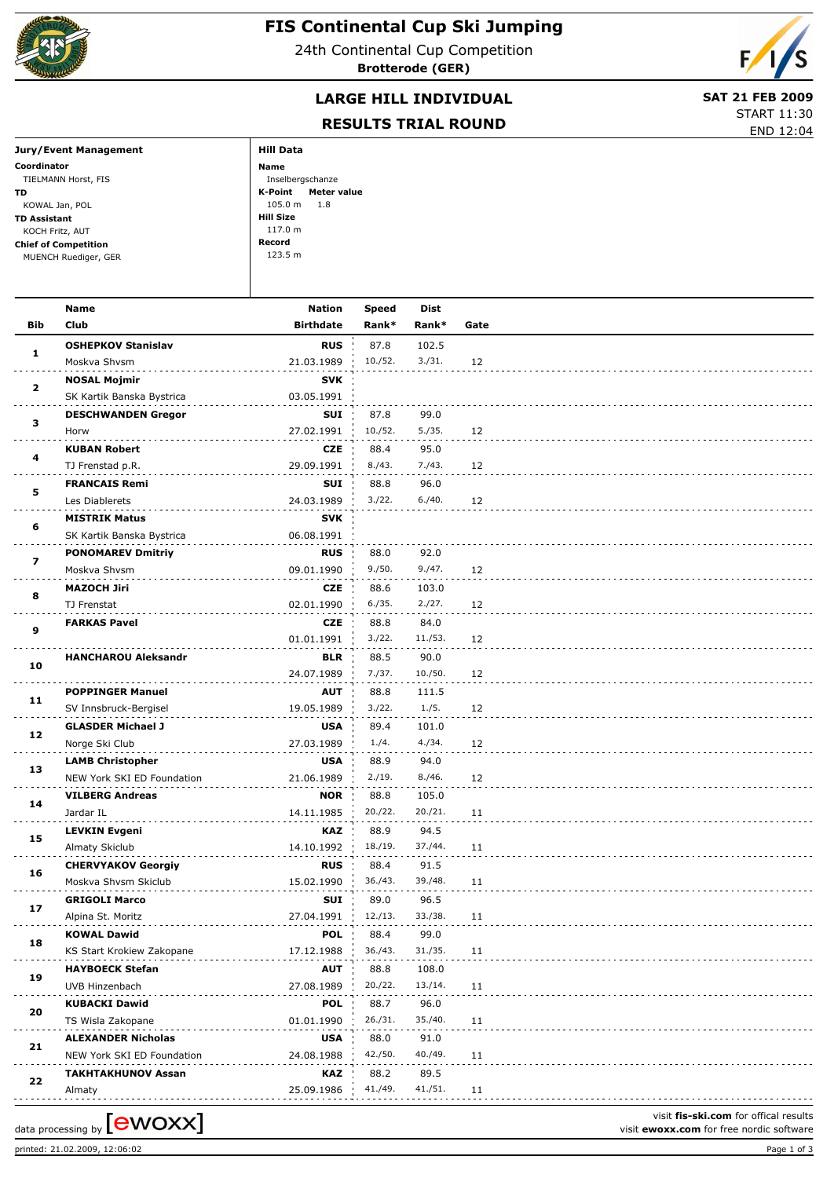# FIS Continental Cup Ski Jumping

24th Continental Cup Competition

**Brotterode (GER)**

## LARGE HILL INDIVIDUAL

## RESULTS TRIAL ROUND

**SAT 21 FEB 2009**

START 11:30

END 12:04

**Jury/Event Management**

**Coordinator**
TIELMANN Horst, FIS

**TD**
KOWAL Jan, POL

**TD Assistant**
KOCH Fritz, AUT

**Chief of Competition**
MUENCH Ruediger, GER

**Hill Data**

**Name**
Inselbergschanze

**K-Point** 105.0 m **Meter value** 1.8

**Hill Size**
117.0 m

**Record**
123.5 m

| Bib | Name / Club | Nation / Birthdate | Speed / Rank* | Dist / Rank* | Gate |
|---|---|---|---|---|---|
| 1 | **OSHEPKOV Stanislav** / Moskva Shvsm | **RUS** / 21.03.1989 | 87.8 / 10./52. | 102.5 / 3./31. | 12 |
| 2 | **NOSAL Mojmir** / SK Kartik Banska Bystrica | **SVK** / 03.05.1991 | | | |
| 3 | **DESCHWANDEN Gregor** / Horw | **SUI** / 27.02.1991 | 87.8 / 10./52. | 99.0 / 5./35. | 12 |
| 4 | **KUBAN Robert** / TJ Frenstad p.R. | **CZE** / 29.09.1991 | 88.4 / 8./43. | 95.0 / 7./43. | 12 |
| 5 | **FRANCAIS Remi** / Les Diablerets | **SUI** / 24.03.1989 | 88.8 / 3./22. | 96.0 / 6./40. | 12 |
| 6 | **MISTRIK Matus** / SK Kartik Banska Bystrica | **SVK** / 06.08.1991 | | | |
| 7 | **PONOMAREV Dmitriy** / Moskva Shvsm | **RUS** / 09.01.1990 | 88.0 / 9./50. | 92.0 / 9./47. | 12 |
| 8 | **MAZOCH Jiri** / TJ Frenstat | **CZE** / 02.01.1990 | 88.6 / 6./35. | 103.0 / 2./27. | 12 |
| 9 | **FARKAS Pavel** | **CZE** / 01.01.1991 | 88.8 / 3./22. | 84.0 / 11./53. | 12 |
| 10 | **HANCHAROU Aleksandr** | **BLR** / 24.07.1989 | 88.5 / 7./37. | 90.0 / 10./50. | 12 |
| 11 | **POPPINGER Manuel** / SV Innsbruck-Bergisel | **AUT** / 19.05.1989 | 88.8 / 3./22. | 111.5 / 1./5. | 12 |
| 12 | **GLASDER Michael J** / Norge Ski Club | **USA** / 27.03.1989 | 89.4 / 1./4. | 101.0 / 4./34. | 12 |
| 13 | **LAMB Christopher** / NEW York SKI ED Foundation | **USA** / 21.06.1989 | 88.9 / 2./19. | 94.0 / 8./46. | 12 |
| 14 | **VILBERG Andreas** / Jardar IL | **NOR** / 14.11.1985 | 88.8 / 20./22. | 105.0 / 20./21. | 11 |
| 15 | **LEVKIN Evgeni** / Almaty Skiclub | **KAZ** / 14.10.1992 | 88.9 / 18./19. | 94.5 / 37./44. | 11 |
| 16 | **CHERVYAKOV Georgiy** / Moskva Shvsm Skiclub | **RUS** / 15.02.1990 | 88.4 / 36./43. | 91.5 / 39./48. | 11 |
| 17 | **GRIGOLI Marco** / Alpina St. Moritz | **SUI** / 27.04.1991 | 89.0 / 12./13. | 96.5 / 33./38. | 11 |
| 18 | **KOWAL Dawid** / KS Start Krokiew Zakopane | **POL** / 17.12.1988 | 88.4 / 36./43. | 99.0 / 31./35. | 11 |
| 19 | **HAYBOECK Stefan** / UVB Hinzenbach | **AUT** / 27.08.1989 | 88.8 / 20./22. | 108.0 / 13./14. | 11 |
| 20 | **KUBACKI Dawid** / TS Wisla Zakopane | **POL** / 01.01.1990 | 88.7 / 26./31. | 96.0 / 35./40. | 11 |
| 21 | **ALEXANDER Nicholas** / NEW York SKI ED Foundation | **USA** / 24.08.1988 | 88.0 / 42./50. | 91.0 / 40./49. | 11 |
| 22 | **TAKHTAKHUNOV Assan** / Almaty | **KAZ** / 25.09.1986 | 88.2 / 41./49. | 89.5 / 41./51. | 11 |

data processing by [ewoxx]

visit **fis-ski.com** for offical results
visit **ewoxx.com** for free nordic software

printed: 21.02.2009, 12:06:02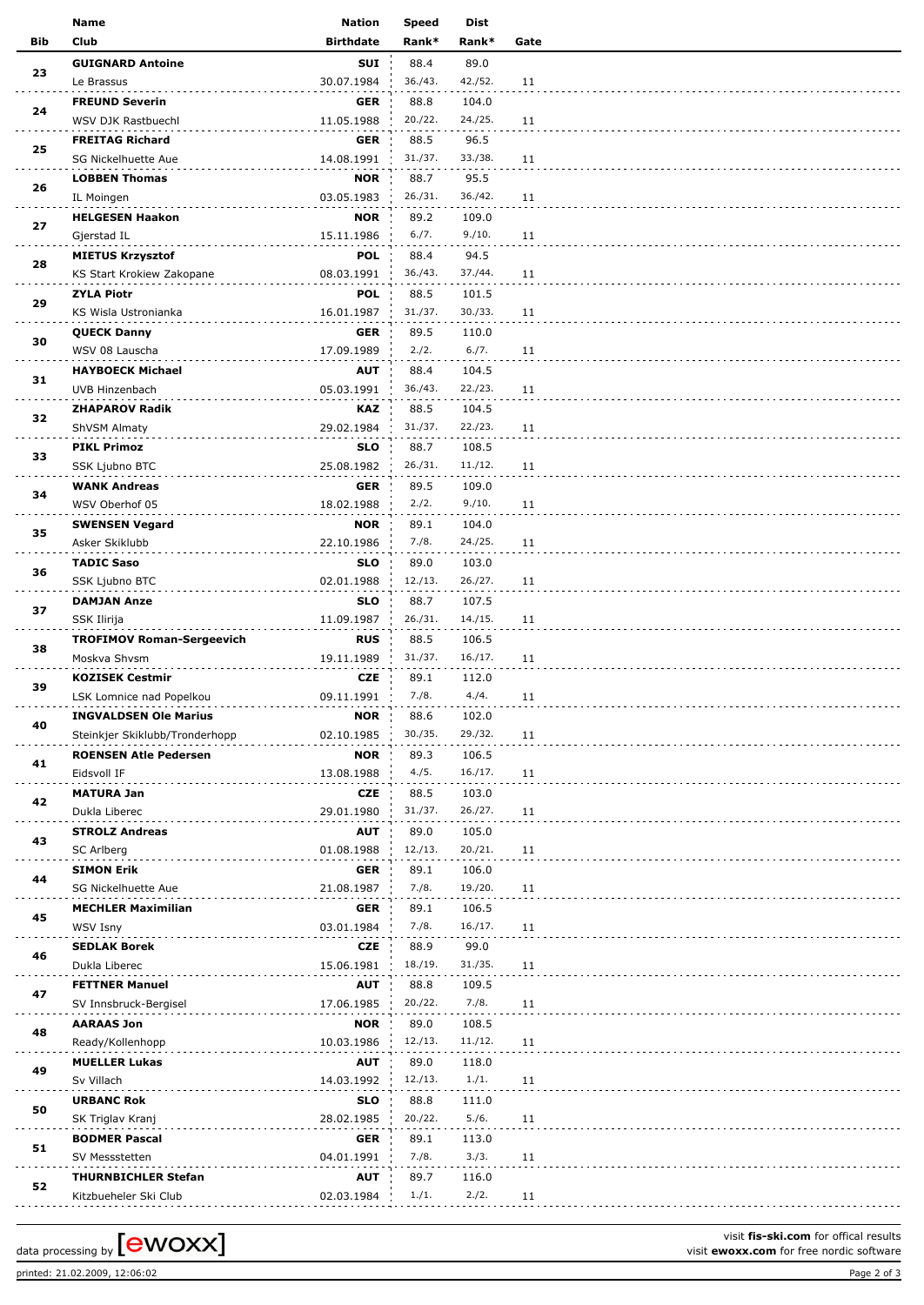| Bib | Name / Club | Nation / Birthdate | Speed Rank* | Dist Rank* | Gate |
|---|---|---|---|---|---|
| 23 | **GUIGNARD Antoine**<br>Le Brassus | **SUI**<br>30.07.1984 | 88.4<br>36./43. | 89.0<br>42./52. | 11 |
| 24 | **FREUND Severin**<br>WSV DJK Rastbuechl | **GER**<br>11.05.1988 | 88.8<br>20./22. | 104.0<br>24./25. | 11 |
| 25 | **FREITAG Richard**<br>SG Nickelhuette Aue | **GER**<br>14.08.1991 | 88.5<br>31./37. | 96.5<br>33./38. | 11 |
| 26 | **LOBBEN Thomas**<br>IL Moingen | **NOR**<br>03.05.1983 | 88.7<br>26./31. | 95.5<br>36./42. | 11 |
| 27 | **HELGESEN Haakon**<br>Gjerstad IL | **NOR**<br>15.11.1986 | 89.2<br>6./7. | 109.0<br>9./10. | 11 |
| 28 | **MIETUS Krzysztof**<br>KS Start Krokiew Zakopane | **POL**<br>08.03.1991 | 88.4<br>36./43. | 94.5<br>37./44. | 11 |
| 29 | **ZYLA Piotr**<br>KS Wisla Ustronianka | **POL**<br>16.01.1987 | 88.5<br>31./37. | 101.5<br>30./33. | 11 |
| 30 | **QUECK Danny**<br>WSV 08 Lauscha | **GER**<br>17.09.1989 | 89.5<br>2./2. | 110.0<br>6./7. | 11 |
| 31 | **HAYBOECK Michael**<br>UVB Hinzenbach | **AUT**<br>05.03.1991 | 88.4<br>36./43. | 104.5<br>22./23. | 11 |
| 32 | **ZHAPAROV Radik**<br>ShVSM Almaty | **KAZ**<br>29.02.1984 | 88.5<br>31./37. | 104.5<br>22./23. | 11 |
| 33 | **PIKL Primoz**<br>SSK Ljubno BTC | **SLO**<br>25.08.1982 | 88.7<br>26./31. | 108.5<br>11./12. | 11 |
| 34 | **WANK Andreas**<br>WSV Oberhof 05 | **GER**<br>18.02.1988 | 89.5<br>2./2. | 109.0<br>9./10. | 11 |
| 35 | **SWENSEN Vegard**<br>Asker Skiklubb | **NOR**<br>22.10.1986 | 89.1<br>7./8. | 104.0<br>24./25. | 11 |
| 36 | **TADIC Saso**<br>SSK Ljubno BTC | **SLO**<br>02.01.1988 | 89.0<br>12./13. | 103.0<br>26./27. | 11 |
| 37 | **DAMJAN Anze**<br>SSK Ilirija | **SLO**<br>11.09.1987 | 88.7<br>26./31. | 107.5<br>14./15. | 11 |
| 38 | **TROFIMOV Roman-Sergeevich**<br>Moskva Shvsm | **RUS**<br>19.11.1989 | 88.5<br>31./37. | 106.5<br>16./17. | 11 |
| 39 | **KOZISEK Cestmir**<br>LSK Lomnice nad Popelkou | **CZE**<br>09.11.1991 | 89.1<br>7./8. | 112.0<br>4./4. | 11 |
| 40 | **INGVALDSEN Ole Marius**<br>Steinkjer Skiklubb/Tronderhopp | **NOR**<br>02.10.1985 | 88.6<br>30./35. | 102.0<br>29./32. | 11 |
| 41 | **ROENSEN Atle Pedersen**<br>Eidsvoll IF | **NOR**<br>13.08.1988 | 89.3<br>4./5. | 106.5<br>16./17. | 11 |
| 42 | **MATURA Jan**<br>Dukla Liberec | **CZE**<br>29.01.1980 | 88.5<br>31./37. | 103.0<br>26./27. | 11 |
| 43 | **STROLZ Andreas**<br>SC Arlberg | **AUT**<br>01.08.1988 | 89.0<br>12./13. | 105.0<br>20./21. | 11 |
| 44 | **SIMON Erik**<br>SG Nickelhuette Aue | **GER**<br>21.08.1987 | 89.1<br>7./8. | 106.0<br>19./20. | 11 |
| 45 | **MECHLER Maximilian**<br>WSV Isny | **GER**<br>03.01.1984 | 89.1<br>7./8. | 106.5<br>16./17. | 11 |
| 46 | **SEDLAK Borek**<br>Dukla Liberec | **CZE**<br>15.06.1981 | 88.9<br>18./19. | 99.0<br>31./35. | 11 |
| 47 | **FETTNER Manuel**<br>SV Innsbruck-Bergisel | **AUT**<br>17.06.1985 | 88.8<br>20./22. | 109.5<br>7./8. | 11 |
| 48 | **AARAAS Jon**<br>Ready/Kollenhopp | **NOR**<br>10.03.1986 | 89.0<br>12./13. | 108.5<br>11./12. | 11 |
| 49 | **MUELLER Lukas**<br>Sv Villach | **AUT**<br>14.03.1992 | 89.0<br>12./13. | 118.0<br>1./1. | 11 |
| 50 | **URBANC Rok**<br>SK Triglav Kranj | **SLO**<br>28.02.1985 | 88.8<br>20./22. | 111.0<br>5./6. | 11 |
| 51 | **BODMER Pascal**<br>SV Messstetten | **GER**<br>04.01.1991 | 89.1<br>7./8. | 113.0<br>3./3. | 11 |
| 52 | **THURNBICHLER Stefan**<br>Kitzbueheler Ski Club | **AUT**<br>02.03.1984 | 89.7<br>1./1. | 116.0<br>2./2. | 11 |

data processing by ewoxx

visit **fis-ski.com** for offical results
visit **ewoxx.com** for free nordic software

printed: 21.02.2009, 12:06:02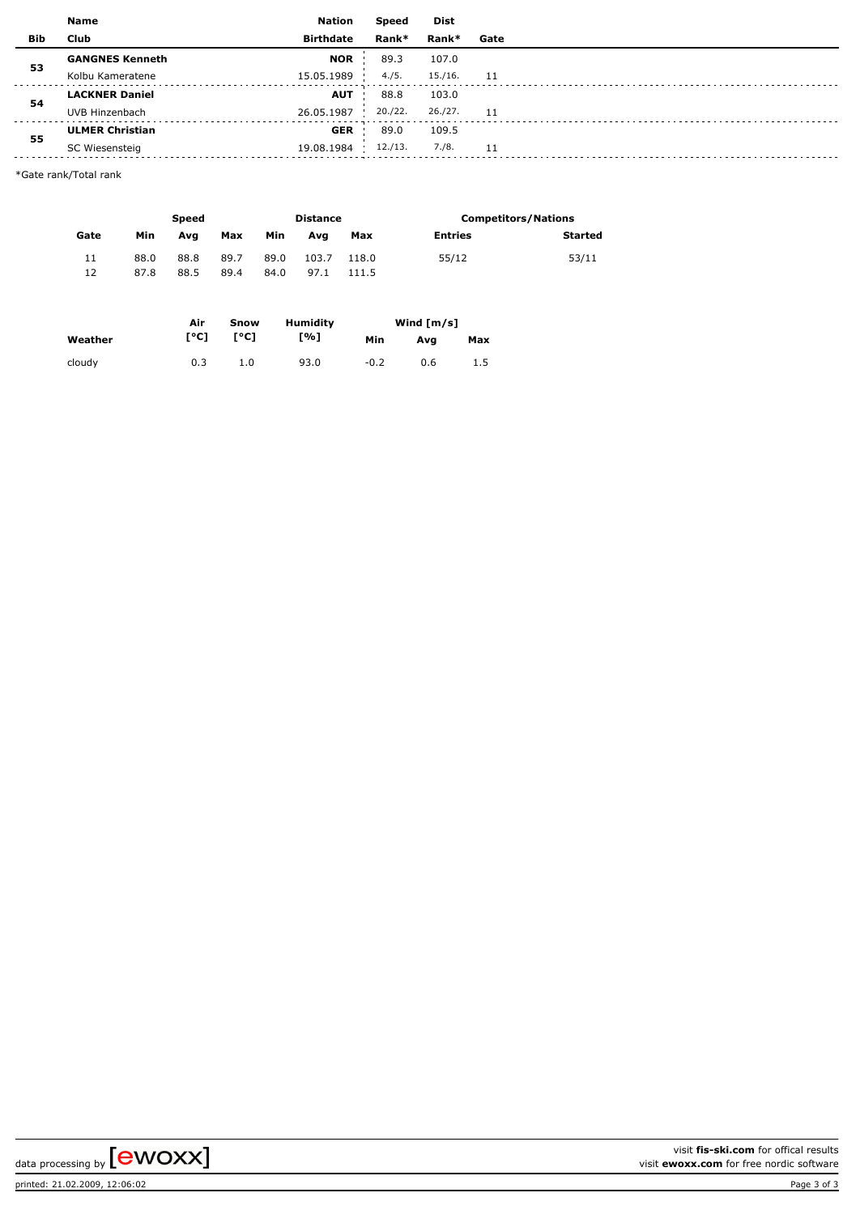| Bib | Name / Club | Nation / Birthdate | Speed Rank* | Dist Rank* | Gate |
|---|---|---|---|---|---|
| 53 | **GANGNES Kenneth** | **NOR** | 89.3 | 107.0 | |
| | Kolbu Kameratene | 15.05.1989 | 4./5. | 15./16. | 11 |
| 54 | **LACKNER Daniel** | **AUT** | 88.8 | 103.0 | |
| | UVB Hinzenbach | 26.05.1987 | 20./22. | 26./27. | 11 |
| 55 | **ULMER Christian** | **GER** | 89.0 | 109.5 | |
| | SC Wiesensteig | 19.08.1984 | 12./13. | 7./8. | 11 |

*Gate rank/Total rank

| Gate | Speed | | | Distance | | | Competitors/Nations | |
|---|---|---|---|---|---|---|---|---|
| | Min | Avg | Max | Min | Avg | Max | Entries | Started |
| 11 | 88.0 | 88.8 | 89.7 | 89.0 | 103.7 | 118.0 | 55/12 | 53/11 |
| 12 | 87.8 | 88.5 | 89.4 | 84.0 | 97.1 | 111.5 | | |

| Weather | Air [°C] | Snow [°C] | Humidity [%] | Wind [m/s] | | |
|---|---|---|---|---|---|---|
| | | | | Min | Avg | Max |
| cloudy | 0.3 | 1.0 | 93.0 | -0.2 | 0.6 | 1.5 |

data processing by [ewoxx]

visit **fis-ski.com** for offical results
visit **ewoxx.com** for free nordic software

printed: 21.02.2009, 12:06:02